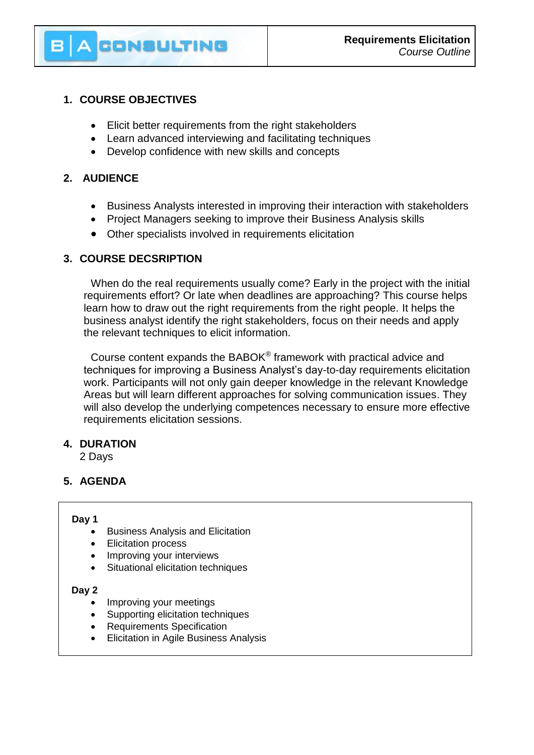**Requirements Elicitation**
*Course Outline*

## 1. COURSE OBJECTIVES

- Elicit better requirements from the right stakeholders
- Learn advanced interviewing and facilitating techniques
- Develop confidence with new skills and concepts

## 2. AUDIENCE

- Business Analysts interested in improving their interaction with stakeholders
- Project Managers seeking to improve their Business Analysis skills
- Other specialists involved in requirements elicitation

## 3. COURSE DECSRIPTION

When do the real requirements usually come? Early in the project with the initial requirements effort? Or late when deadlines are approaching? This course helps learn how to draw out the right requirements from the right people. It helps the business analyst identify the right stakeholders, focus on their needs and apply the relevant techniques to elicit information.

Course content expands the BABOK® framework with practical advice and techniques for improving a Business Analyst's day-to-day requirements elicitation work. Participants will not only gain deeper knowledge in the relevant Knowledge Areas but will learn different approaches for solving communication issues. They will also develop the underlying competences necessary to ensure more effective requirements elicitation sessions.

## 4. DURATION

2 Days

## 5. AGENDA

**Day 1**

- Business Analysis and Elicitation
- Elicitation process
- Improving your interviews
- Situational elicitation techniques

**Day 2**

- Improving your meetings
- Supporting elicitation techniques
- Requirements Specification
- Elicitation in Agile Business Analysis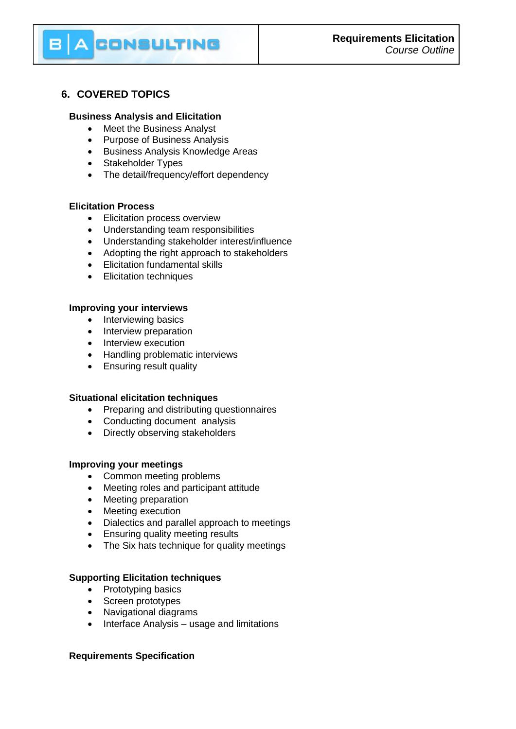## 6. COVERED TOPICS

### Business Analysis and Elicitation

- Meet the Business Analyst
- Purpose of Business Analysis
- Business Analysis Knowledge Areas
- Stakeholder Types
- The detail/frequency/effort dependency

### Elicitation Process

- Elicitation process overview
- Understanding team responsibilities
- Understanding stakeholder interest/influence
- Adopting the right approach to stakeholders
- Elicitation fundamental skills
- Elicitation techniques

### Improving your interviews

- Interviewing basics
- Interview preparation
- Interview execution
- Handling problematic interviews
- Ensuring result quality

### Situational elicitation techniques

- Preparing and distributing questionnaires
- Conducting document analysis
- Directly observing stakeholders

### Improving your meetings

- Common meeting problems
- Meeting roles and participant attitude
- Meeting preparation
- Meeting execution
- Dialectics and parallel approach to meetings
- Ensuring quality meeting results
- The Six hats technique for quality meetings

### Supporting Elicitation techniques

- Prototyping basics
- Screen prototypes
- Navigational diagrams
- Interface Analysis – usage and limitations

### Requirements Specification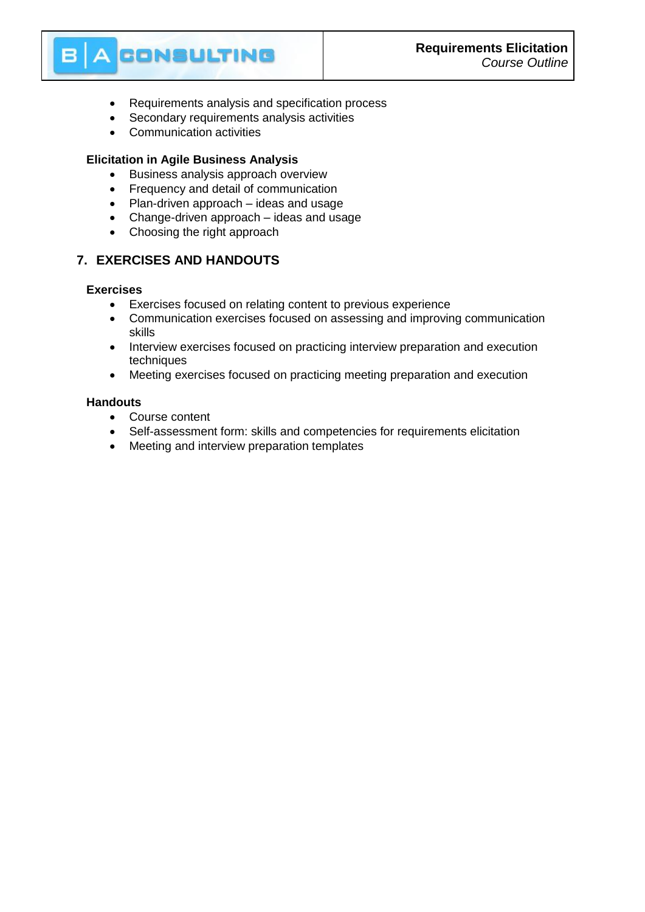- Requirements analysis and specification process
- Secondary requirements analysis activities
- Communication activities

### Elicitation in Agile Business Analysis

- Business analysis approach overview
- Frequency and detail of communication
- Plan-driven approach – ideas and usage
- Change-driven approach – ideas and usage
- Choosing the right approach

## 7. EXERCISES AND HANDOUTS

### Exercises

- Exercises focused on relating content to previous experience
- Communication exercises focused on assessing and improving communication skills
- Interview exercises focused on practicing interview preparation and execution techniques
- Meeting exercises focused on practicing meeting preparation and execution

### Handouts

- Course content
- Self-assessment form: skills and competencies for requirements elicitation
- Meeting and interview preparation templates